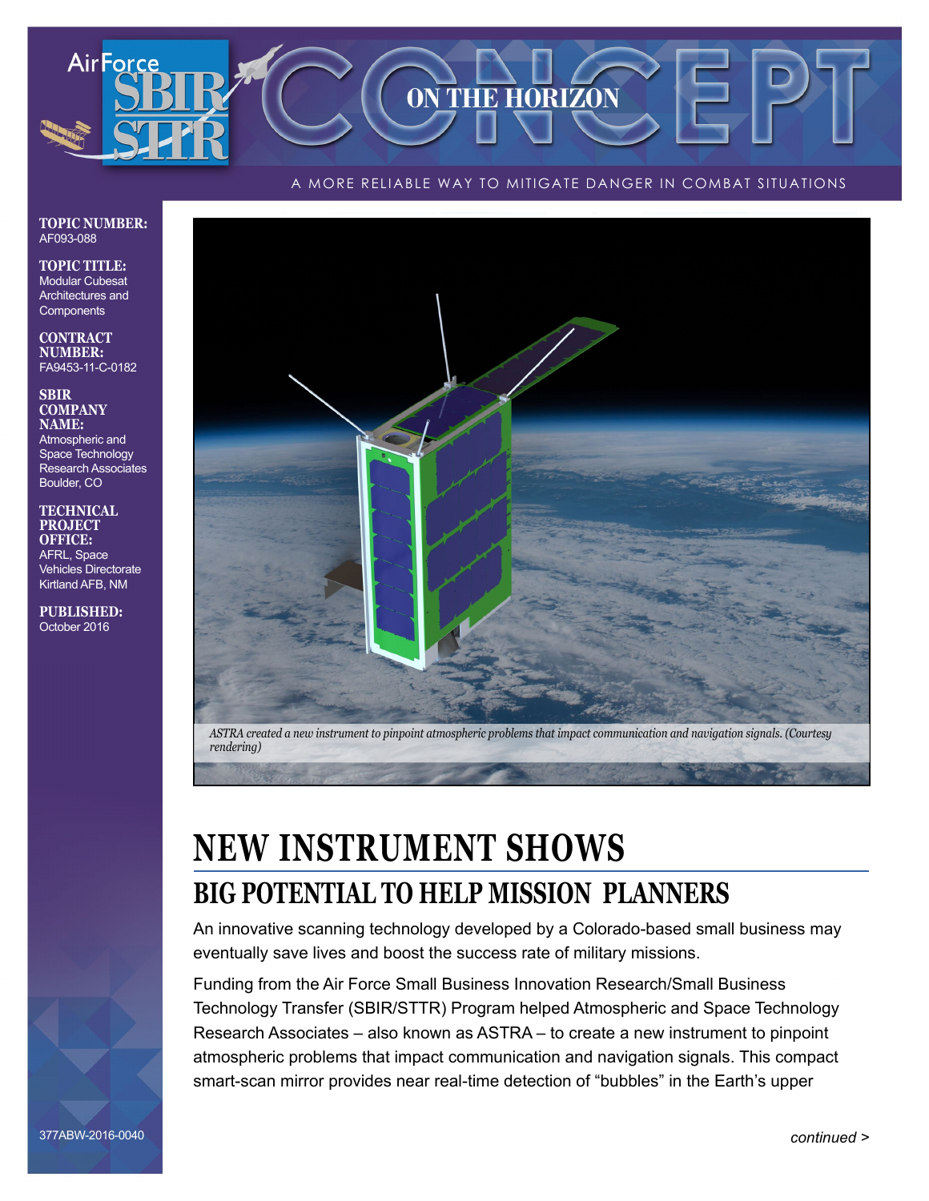# Air Force SBIR STTR — ON THE HORIZON — CONCEPT

A MORE RELIABLE WAY TO MITIGATE DANGER IN COMBAT SITUATIONS

**TOPIC NUMBER:**
AF093-088

**TOPIC TITLE:**
Modular Cubesat Architectures and Components

**CONTRACT NUMBER:**
FA9453-11-C-0182

**SBIR COMPANY NAME:**
Atmospheric and Space Technology Research Associates
Boulder, CO

**TECHNICAL PROJECT OFFICE:**
AFRL, Space Vehicles Directorate
Kirtland AFB, NM

**PUBLISHED:**
October 2016

*ASTRA created a new instrument to pinpoint atmospheric problems that impact communication and navigation signals. (Courtesy rendering)*

# NEW INSTRUMENT SHOWS

## BIG POTENTIAL TO HELP MISSION PLANNERS

An innovative scanning technology developed by a Colorado-based small business may eventually save lives and boost the success rate of military missions.

Funding from the Air Force Small Business Innovation Research/Small Business Technology Transfer (SBIR/STTR) Program helped Atmospheric and Space Technology Research Associates – also known as ASTRA – to create a new instrument to pinpoint atmospheric problems that impact communication and navigation signals. This compact smart-scan mirror provides near real-time detection of "bubbles" in the Earth's upper

377ABW-2016-0040

*continued >*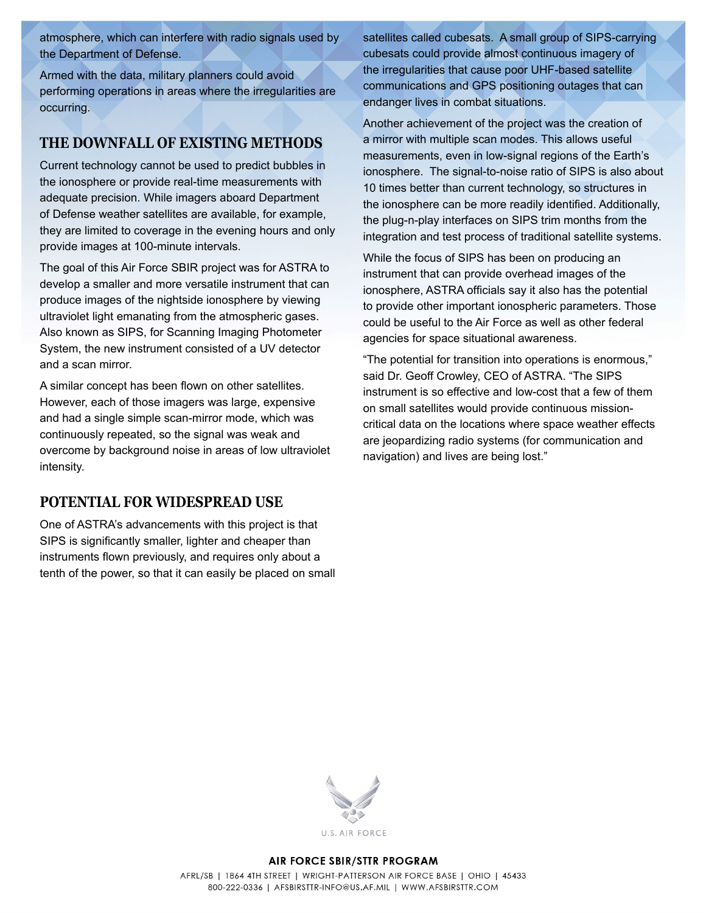atmosphere, which can interfere with radio signals used by the Department of Defense.

Armed with the data, military planners could avoid performing operations in areas where the irregularities are occurring.

## THE DOWNFALL OF EXISTING METHODS

Current technology cannot be used to predict bubbles in the ionosphere or provide real-time measurements with adequate precision. While imagers aboard Department of Defense weather satellites are available, for example, they are limited to coverage in the evening hours and only provide images at 100-minute intervals.

The goal of this Air Force SBIR project was for ASTRA to develop a smaller and more versatile instrument that can produce images of the nightside ionosphere by viewing ultraviolet light emanating from the atmospheric gases. Also known as SIPS, for Scanning Imaging Photometer System, the new instrument consisted of a UV detector and a scan mirror.

A similar concept has been flown on other satellites. However, each of those imagers was large, expensive and had a single simple scan-mirror mode, which was continuously repeated, so the signal was weak and overcome by background noise in areas of low ultraviolet intensity.

## POTENTIAL FOR WIDESPREAD USE

One of ASTRA's advancements with this project is that SIPS is significantly smaller, lighter and cheaper than instruments flown previously, and requires only about a tenth of the power, so that it can easily be placed on small satellites called cubesats. A small group of SIPS-carrying cubesats could provide almost continuous imagery of the irregularities that cause poor UHF-based satellite communications and GPS positioning outages that can endanger lives in combat situations.

Another achievement of the project was the creation of a mirror with multiple scan modes. This allows useful measurements, even in low-signal regions of the Earth's ionosphere. The signal-to-noise ratio of SIPS is also about 10 times better than current technology, so structures in the ionosphere can be more readily identified. Additionally, the plug-n-play interfaces on SIPS trim months from the integration and test process of traditional satellite systems.

While the focus of SIPS has been on producing an instrument that can provide overhead images of the ionosphere, ASTRA officials say it also has the potential to provide other important ionospheric parameters. Those could be useful to the Air Force as well as other federal agencies for space situational awareness.

"The potential for transition into operations is enormous," said Dr. Geoff Crowley, CEO of ASTRA. "The SIPS instrument is so effective and low-cost that a few of them on small satellites would provide continuous mission-critical data on the locations where space weather effects are jeopardizing radio systems (for communication and navigation) and lives are being lost."

U.S. AIR FORCE

**AIR FORCE SBIR/STTR PROGRAM**

AFRL/SB | 1864 4TH STREET | WRIGHT-PATTERSON AIR FORCE BASE | OHIO | 45433
800-222-0336 | AFSBIRSTTR-INFO@US.AF.MIL | WWW.AFSBIRSTTR.COM